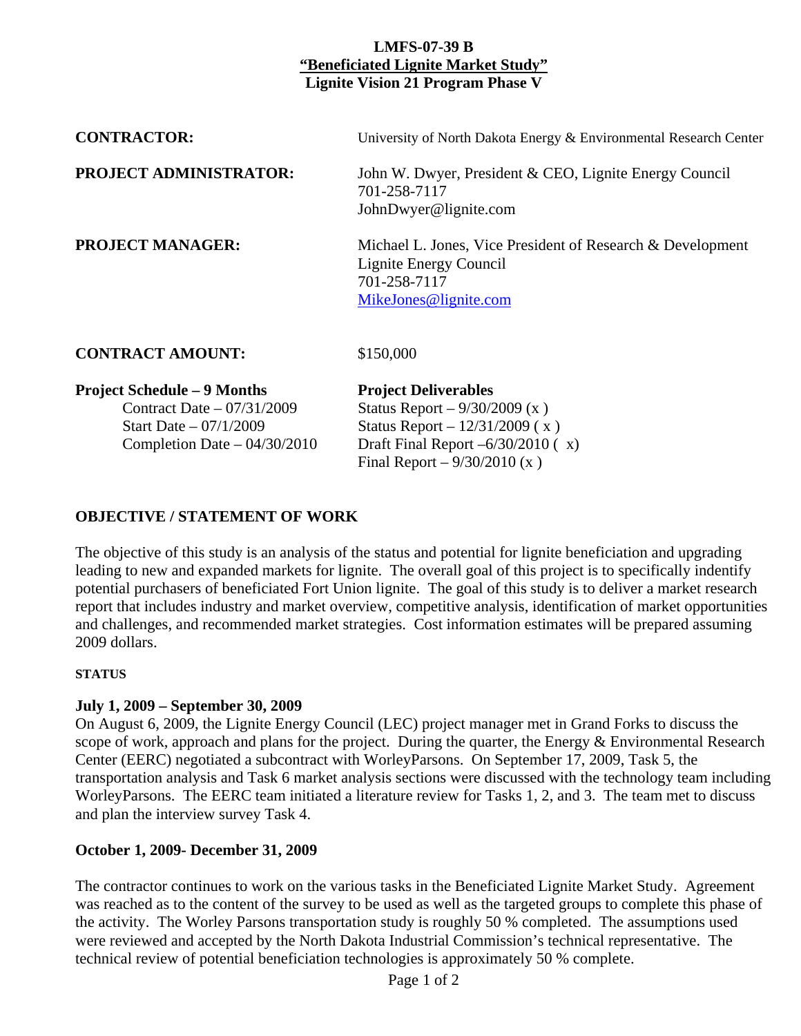**LMFS-07-39 B**
**"Beneficiated Lignite Market Study"**
**Lignite Vision 21 Program Phase V**

**CONTRACTOR:** University of North Dakota Energy & Environmental Research Center

**PROJECT ADMINISTRATOR:** John W. Dwyer, President & CEO, Lignite Energy Council
701-258-7117
JohnDwyer@lignite.com

**PROJECT MANAGER:** Michael L. Jones, Vice President of Research & Development
Lignite Energy Council
701-258-7117
MikeJones@lignite.com

**CONTRACT AMOUNT:** $150,000

| **Project Schedule – 9 Months** | **Project Deliverables** |
|---|---|
| Contract Date – 07/31/2009 | Status Report – 9/30/2009 (x ) |
| Start Date – 07/1/2009 | Status Report – 12/31/2009 ( x ) |
| Completion Date – 04/30/2010 | Draft Final Report –6/30/2010 ( x) |
| | Final Report – 9/30/2010 (x ) |

## OBJECTIVE / STATEMENT OF WORK

The objective of this study is an analysis of the status and potential for lignite beneficiation and upgrading leading to new and expanded markets for lignite. The overall goal of this project is to specifically indentify potential purchasers of beneficiated Fort Union lignite. The goal of this study is to deliver a market research report that includes industry and market overview, competitive analysis, identification of market opportunities and challenges, and recommended market strategies. Cost information estimates will be prepared assuming 2009 dollars.

### STATUS

**July 1, 2009 – September 30, 2009**

On August 6, 2009, the Lignite Energy Council (LEC) project manager met in Grand Forks to discuss the scope of work, approach and plans for the project. During the quarter, the Energy & Environmental Research Center (EERC) negotiated a subcontract with WorleyParsons. On September 17, 2009, Task 5, the transportation analysis and Task 6 market analysis sections were discussed with the technology team including WorleyParsons. The EERC team initiated a literature review for Tasks 1, 2, and 3. The team met to discuss and plan the interview survey Task 4.

**October 1, 2009- December 31, 2009**

The contractor continues to work on the various tasks in the Beneficiated Lignite Market Study. Agreement was reached as to the content of the survey to be used as well as the targeted groups to complete this phase of the activity. The Worley Parsons transportation study is roughly 50 % completed. The assumptions used were reviewed and accepted by the North Dakota Industrial Commission's technical representative. The technical review of potential beneficiation technologies is approximately 50 % complete.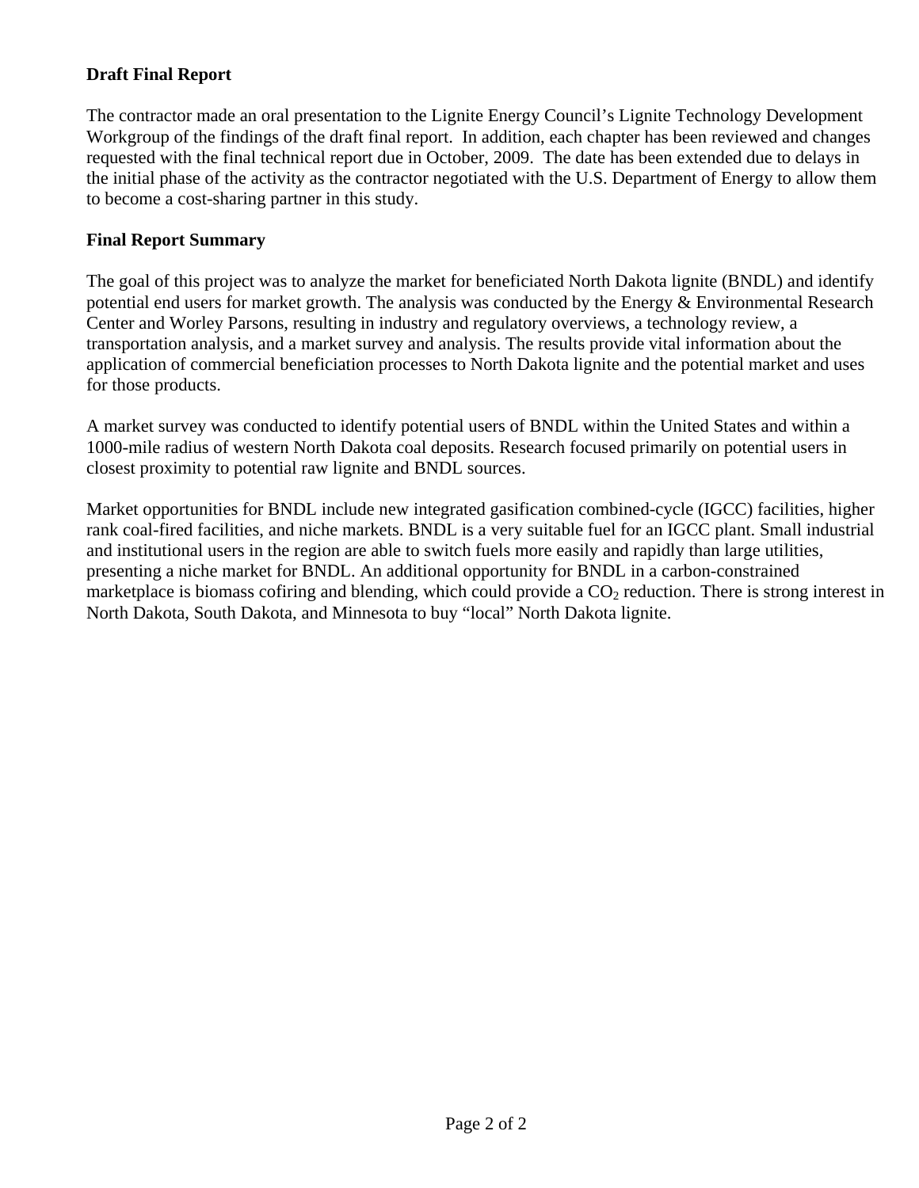**Draft Final Report**

The contractor made an oral presentation to the Lignite Energy Council's Lignite Technology Development Workgroup of the findings of the draft final report. In addition, each chapter has been reviewed and changes requested with the final technical report due in October, 2009. The date has been extended due to delays in the initial phase of the activity as the contractor negotiated with the U.S. Department of Energy to allow them to become a cost-sharing partner in this study.

**Final Report Summary**

The goal of this project was to analyze the market for beneficiated North Dakota lignite (BNDL) and identify potential end users for market growth. The analysis was conducted by the Energy & Environmental Research Center and Worley Parsons, resulting in industry and regulatory overviews, a technology review, a transportation analysis, and a market survey and analysis. The results provide vital information about the application of commercial beneficiation processes to North Dakota lignite and the potential market and uses for those products.

A market survey was conducted to identify potential users of BNDL within the United States and within a 1000-mile radius of western North Dakota coal deposits. Research focused primarily on potential users in closest proximity to potential raw lignite and BNDL sources.

Market opportunities for BNDL include new integrated gasification combined-cycle (IGCC) facilities, higher rank coal-fired facilities, and niche markets. BNDL is a very suitable fuel for an IGCC plant. Small industrial and institutional users in the region are able to switch fuels more easily and rapidly than large utilities, presenting a niche market for BNDL. An additional opportunity for BNDL in a carbon-constrained marketplace is biomass cofiring and blending, which could provide a $CO_2$ reduction. There is strong interest in North Dakota, South Dakota, and Minnesota to buy "local" North Dakota lignite.